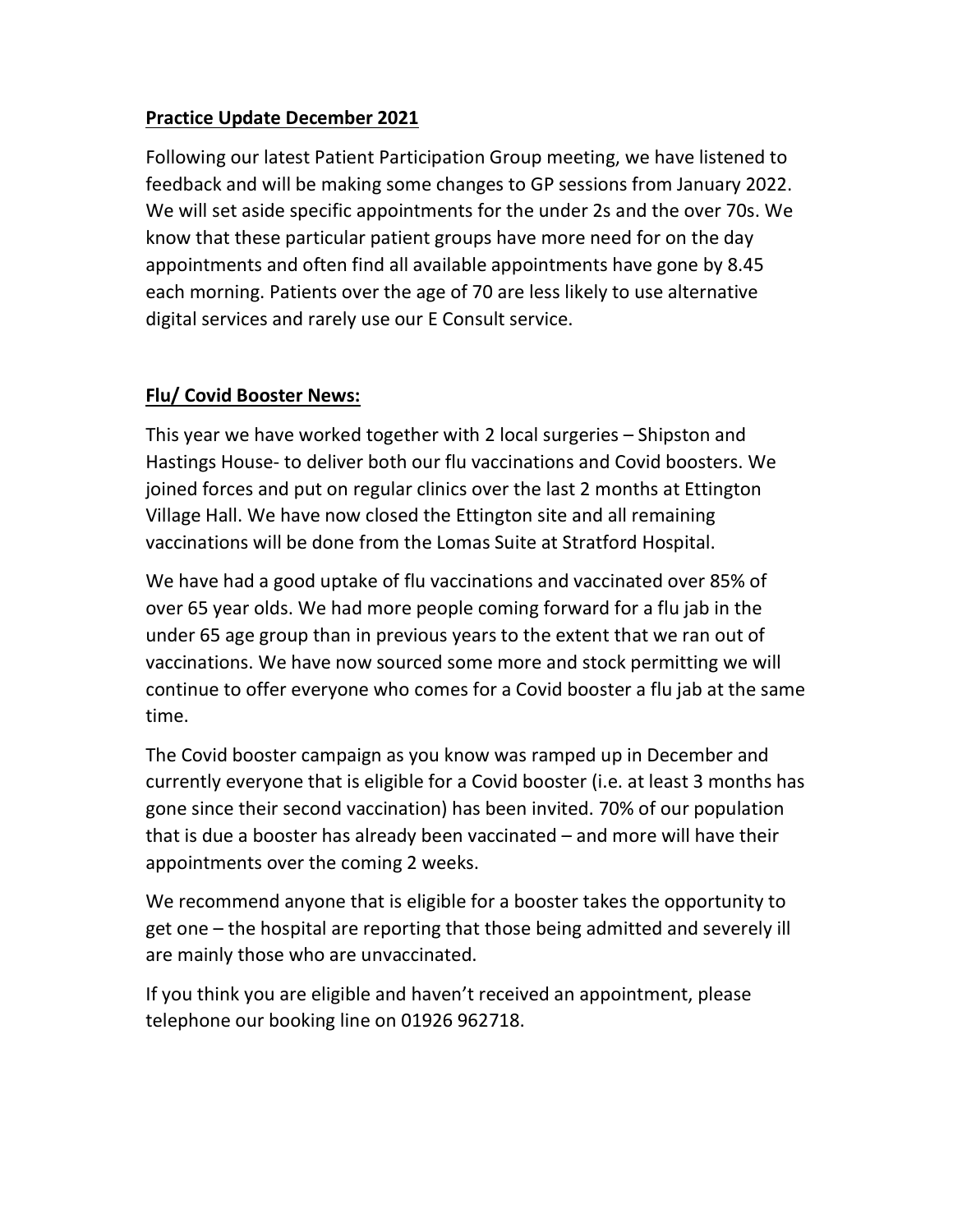**Practice Update December 2021**

Following our latest Patient Participation Group meeting, we have listened to feedback and will be making some changes to GP sessions from January 2022. We will set aside specific appointments for the under 2s and the over 70s. We know that these particular patient groups have more need for on the day appointments and often find all available appointments have gone by 8.45 each morning. Patients over the age of 70 are less likely to use alternative digital services and rarely use our E Consult service.

**Flu/ Covid Booster News:**

This year we have worked together with 2 local surgeries – Shipston and Hastings House- to deliver both our flu vaccinations and Covid boosters. We joined forces and put on regular clinics over the last 2 months at Ettington Village Hall. We have now closed the Ettington site and all remaining vaccinations will be done from the Lomas Suite at Stratford Hospital.

We have had a good uptake of flu vaccinations and vaccinated over 85% of over 65 year olds. We had more people coming forward for a flu jab in the under 65 age group than in previous years to the extent that we ran out of vaccinations. We have now sourced some more and stock permitting we will continue to offer everyone who comes for a Covid booster a flu jab at the same time.

The Covid booster campaign as you know was ramped up in December and currently everyone that is eligible for a Covid booster (i.e. at least 3 months has gone since their second vaccination) has been invited. 70% of our population that is due a booster has already been vaccinated – and more will have their appointments over the coming 2 weeks.

We recommend anyone that is eligible for a booster takes the opportunity to get one – the hospital are reporting that those being admitted and severely ill are mainly those who are unvaccinated.

If you think you are eligible and haven't received an appointment, please telephone our booking line on 01926 962718.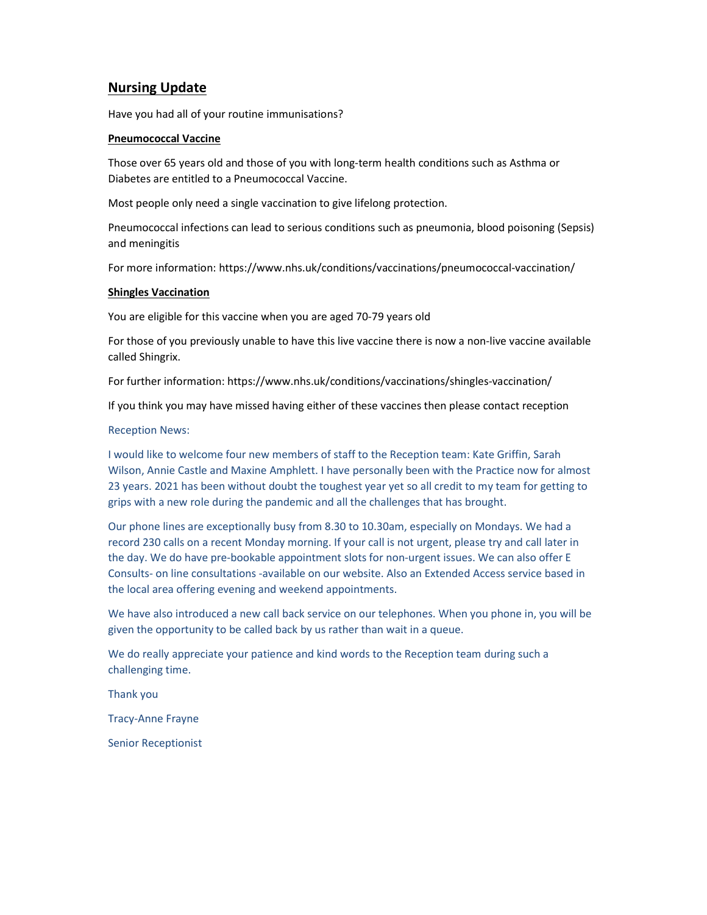## Nursing Update

Have you had all of your routine immunisations?

### Pneumococcal Vaccine

Those over 65 years old and those of you with long-term health conditions such as Asthma or Diabetes are entitled to a Pneumococcal Vaccine.

Most people only need a single vaccination to give lifelong protection.

Pneumococcal infections can lead to serious conditions such as pneumonia, blood poisoning (Sepsis) and meningitis

For more information: https://www.nhs.uk/conditions/vaccinations/pneumococcal-vaccination/

### Shingles Vaccination

You are eligible for this vaccine when you are aged 70-79 years old

For those of you previously unable to have this live vaccine there is now a non-live vaccine available called Shingrix.

For further information: https://www.nhs.uk/conditions/vaccinations/shingles-vaccination/

If you think you may have missed having either of these vaccines then please contact reception

Reception News:

I would like to welcome four new members of staff to the Reception team: Kate Griffin, Sarah Wilson, Annie Castle and Maxine Amphlett. I have personally been with the Practice now for almost 23 years. 2021 has been without doubt the toughest year yet so all credit to my team for getting to grips with a new role during the pandemic and all the challenges that has brought.

Our phone lines are exceptionally busy from 8.30 to 10.30am, especially on Mondays. We had a record 230 calls on a recent Monday morning. If your call is not urgent, please try and call later in the day. We do have pre-bookable appointment slots for non-urgent issues. We can also offer E Consults- on line consultations -available on our website. Also an Extended Access service based in the local area offering evening and weekend appointments.

We have also introduced a new call back service on our telephones. When you phone in, you will be given the opportunity to be called back by us rather than wait in a queue.

We do really appreciate your patience and kind words to the Reception team during such a challenging time.

Thank you

Tracy-Anne Frayne

Senior Receptionist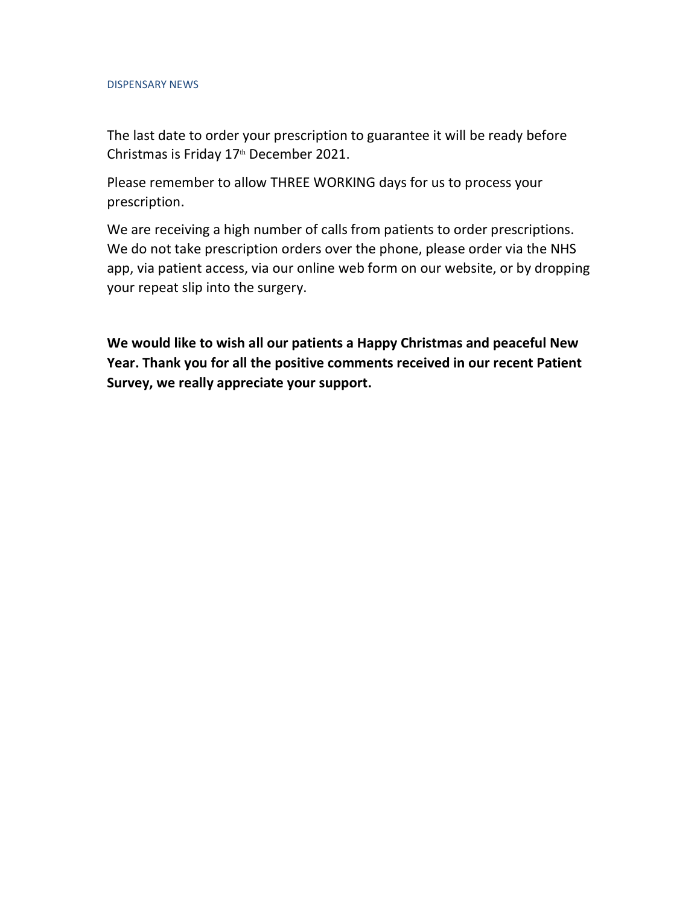## DISPENSARY NEWS

The last date to order your prescription to guarantee it will be ready before Christmas is Friday 17th December 2021.

Please remember to allow THREE WORKING days for us to process your prescription.

We are receiving a high number of calls from patients to order prescriptions. We do not take prescription orders over the phone, please order via the NHS app, via patient access, via our online web form on our website, or by dropping your repeat slip into the surgery.

**We would like to wish all our patients a Happy Christmas and peaceful New Year. Thank you for all the positive comments received in our recent Patient Survey, we really appreciate your support.**